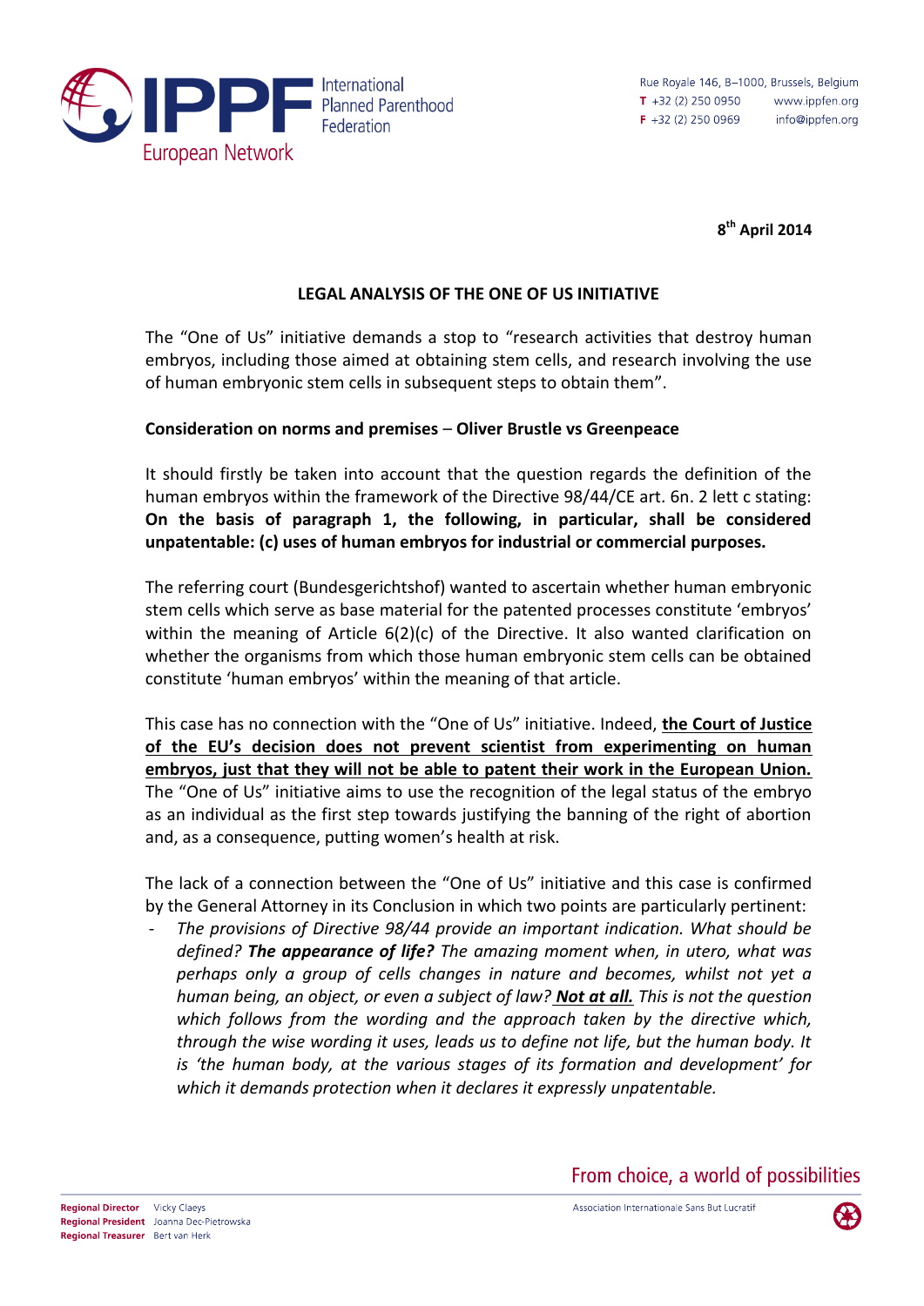International Planned Parenthood Federation
European Network

Rue Royale 146, B–1000, Brussels, Belgium
T +32 (2) 250 0950 www.ippfen.org
F +32 (2) 250 0969 info@ippfen.org

**8th April 2014**

**LEGAL ANALYSIS OF THE ONE OF US INITIATIVE**

The "One of Us" initiative demands a stop to "research activities that destroy human embryos, including those aimed at obtaining stem cells, and research involving the use of human embryonic stem cells in subsequent steps to obtain them".

**Consideration on norms and premises – Oliver Brustle vs Greenpeace**

It should firstly be taken into account that the question regards the definition of the human embryos within the framework of the Directive 98/44/CE art. 6n. 2 lett c stating: **On the basis of paragraph 1, the following, in particular, shall be considered unpatentable: (c) uses of human embryos for industrial or commercial purposes.**

The referring court (Bundesgerichtshof) wanted to ascertain whether human embryonic stem cells which serve as base material for the patented processes constitute 'embryos' within the meaning of Article 6(2)(c) of the Directive. It also wanted clarification on whether the organisms from which those human embryonic stem cells can be obtained constitute 'human embryos' within the meaning of that article.

This case has no connection with the "One of Us" initiative. Indeed, **the Court of Justice of the EU's decision does not prevent scientist from experimenting on human embryos, just that they will not be able to patent their work in the European Union.** The "One of Us" initiative aims to use the recognition of the legal status of the embryo as an individual as the first step towards justifying the banning of the right of abortion and, as a consequence, putting women's health at risk.

The lack of a connection between the "One of Us" initiative and this case is confirmed by the General Attorney in its Conclusion in which two points are particularly pertinent:

- *The provisions of Directive 98/44 provide an important indication. What should be defined? **The appearance of life?** The amazing moment when, in utero, what was perhaps only a group of cells changes in nature and becomes, whilst not yet a human being, an object, or even a subject of law? **Not at all.** This is not the question which follows from the wording and the approach taken by the directive which, through the wise wording it uses, leads us to define not life, but the human body. It is 'the human body, at the various stages of its formation and development' for which it demands protection when it declares it expressly unpatentable.*

From choice, a world of possibilities

Regional Director Vicky Claeys
Regional President Joanna Dec-Pietrowska
Regional Treasurer Bert van Herk

Association Internationale Sans But Lucratif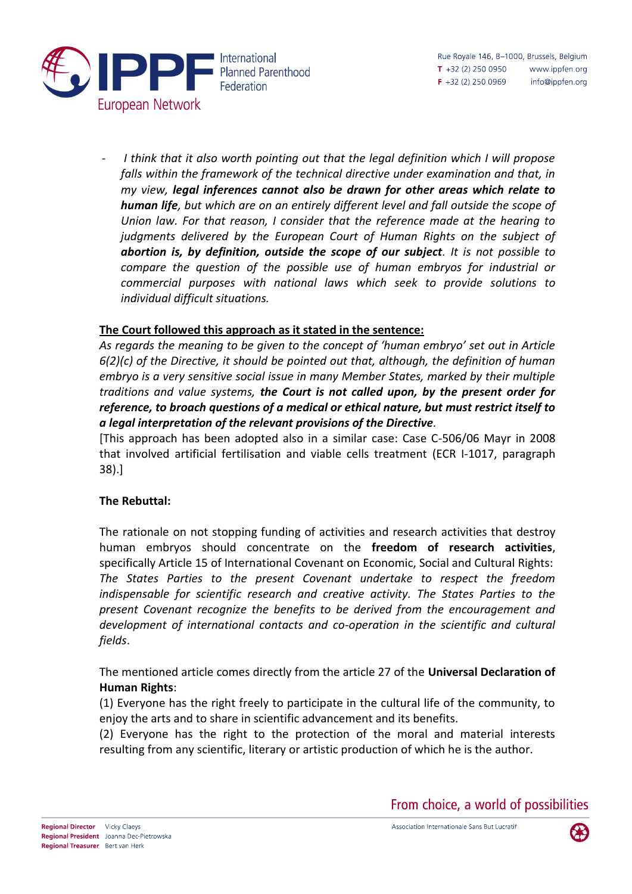- *I think that it also worth pointing out that the legal definition which I will propose falls within the framework of the technical directive under examination and that, in my view, **legal inferences cannot also be drawn for other areas which relate to human life**, but which are on an entirely different level and fall outside the scope of Union law. For that reason, I consider that the reference made at the hearing to judgments delivered by the European Court of Human Rights on the subject of **abortion is, by definition, outside the scope of our subject**. It is not possible to compare the question of the possible use of human embryos for industrial or commercial purposes with national laws which seek to provide solutions to individual difficult situations.*

**<u>The Court followed this approach as it stated in the sentence:</u>**

*As regards the meaning to be given to the concept of 'human embryo' set out in Article 6(2)(c) of the Directive, it should be pointed out that, although, the definition of human embryo is a very sensitive social issue in many Member States, marked by their multiple traditions and value systems, **the Court is not called upon, by the present order for reference, to broach questions of a medical or ethical nature, but must restrict itself to a legal interpretation of the relevant provisions of the Directive**.*

[This approach has been adopted also in a similar case: Case C-506/06 Mayr in 2008 that involved artificial fertilisation and viable cells treatment (ECR I-1017, paragraph 38).]

**The Rebuttal:**

The rationale on not stopping funding of activities and research activities that destroy human embryos should concentrate on the **freedom of research activities**, specifically Article 15 of International Covenant on Economic, Social and Cultural Rights: *The States Parties to the present Covenant undertake to respect the freedom indispensable for scientific research and creative activity. The States Parties to the present Covenant recognize the benefits to be derived from the encouragement and development of international contacts and co-operation in the scientific and cultural fields*.

The mentioned article comes directly from the article 27 of the **Universal Declaration of Human Rights**:

(1) Everyone has the right freely to participate in the cultural life of the community, to enjoy the arts and to share in scientific advancement and its benefits.

(2) Everyone has the right to the protection of the moral and material interests resulting from any scientific, literary or artistic production of which he is the author.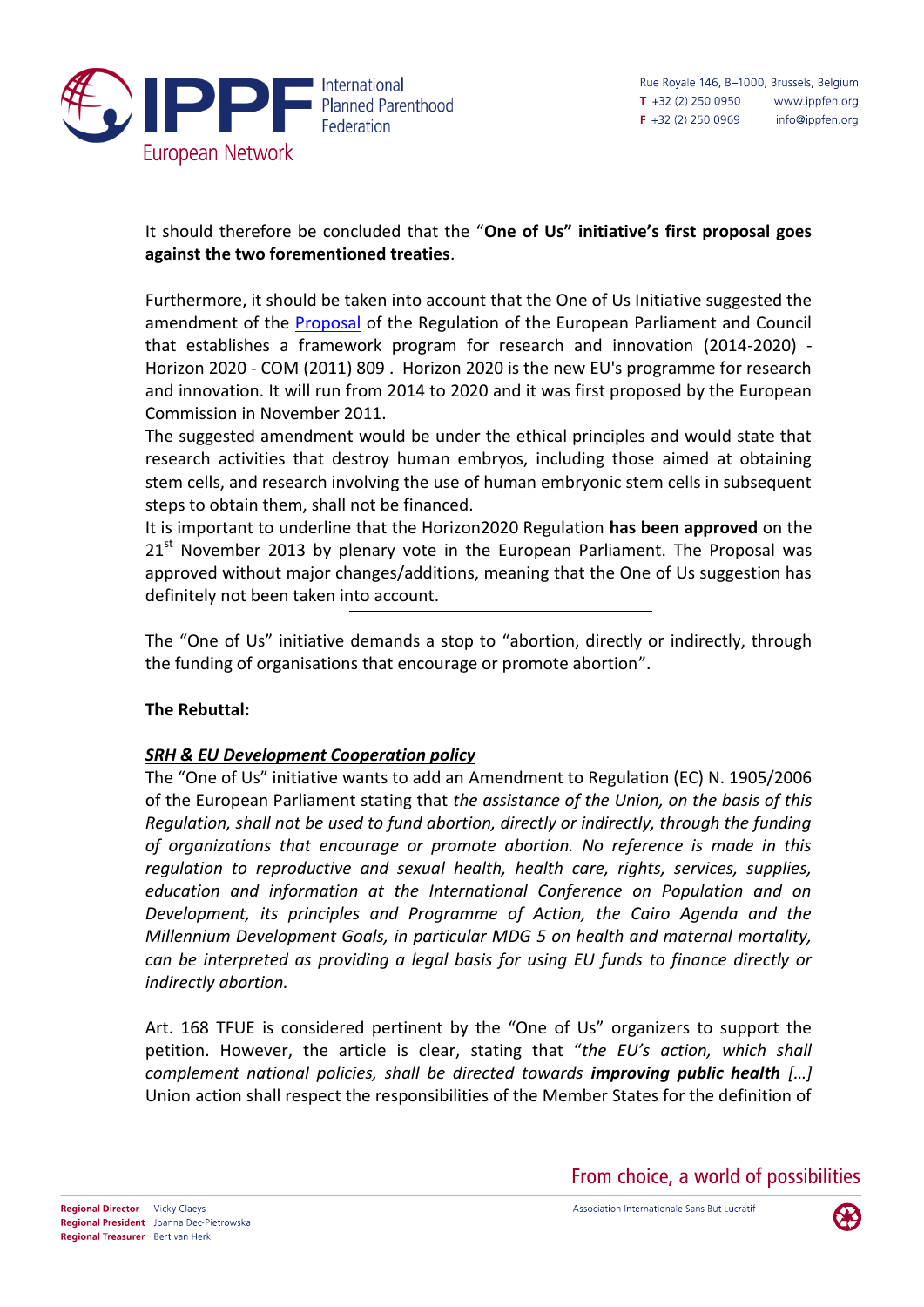It should therefore be concluded that the "**One of Us" initiative's first proposal goes against the two forementioned treaties**.

Furthermore, it should be taken into account that the One of Us Initiative suggested the amendment of the Proposal of the Regulation of the European Parliament and Council that establishes a framework program for research and innovation (2014-2020) - Horizon 2020 - COM (2011) 809 . Horizon 2020 is the new EU's programme for research and innovation. It will run from 2014 to 2020 and it was first proposed by the European Commission in November 2011.
The suggested amendment would be under the ethical principles and would state that research activities that destroy human embryos, including those aimed at obtaining stem cells, and research involving the use of human embryonic stem cells in subsequent steps to obtain them, shall not be financed.
It is important to underline that the Horizon2020 Regulation **has been approved** on the 21st November 2013 by plenary vote in the European Parliament. The Proposal was approved without major changes/additions, meaning that the One of Us suggestion has definitely not been taken into account.

---

The "One of Us" initiative demands a stop to "abortion, directly or indirectly, through the funding of organisations that encourage or promote abortion".

**The Rebuttal:**

***SRH & EU Development Cooperation policy***

The "One of Us" initiative wants to add an Amendment to Regulation (EC) N. 1905/2006 of the European Parliament stating that *the assistance of the Union, on the basis of this Regulation, shall not be used to fund abortion, directly or indirectly, through the funding of organizations that encourage or promote abortion. No reference is made in this regulation to reproductive and sexual health, health care, rights, services, supplies, education and information at the International Conference on Population and on Development, its principles and Programme of Action, the Cairo Agenda and the Millennium Development Goals, in particular MDG 5 on health and maternal mortality, can be interpreted as providing a legal basis for using EU funds to finance directly or indirectly abortion.*

Art. 168 TFUE is considered pertinent by the "One of Us" organizers to support the petition. However, the article is clear, stating that "*the EU's action, which shall complement national policies, shall be directed towards **improving public health** […]* Union action shall respect the responsibilities of the Member States for the definition of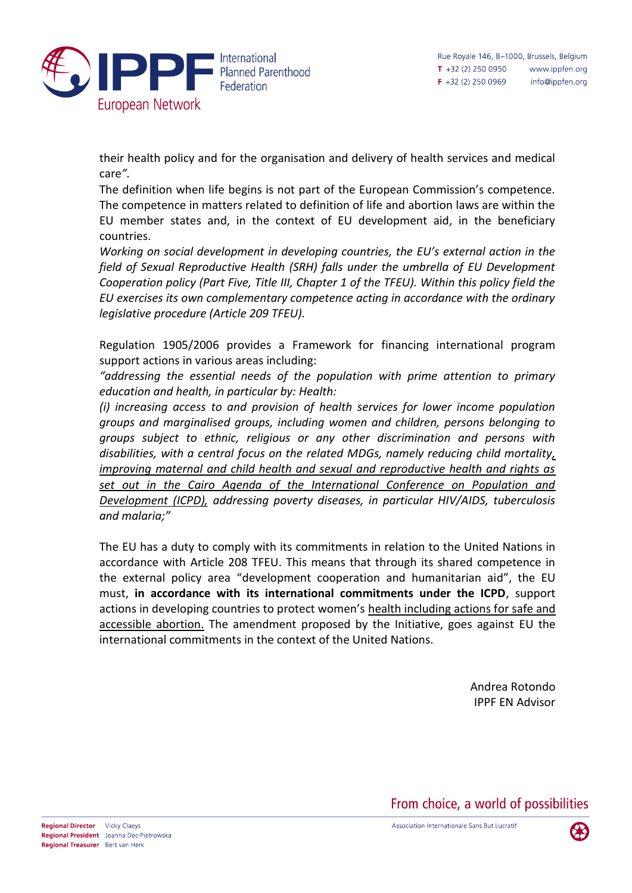their health policy and for the organisation and delivery of health services and medical care*".*

The definition when life begins is not part of the European Commission's competence. The competence in matters related to definition of life and abortion laws are within the EU member states and, in the context of EU development aid, in the beneficiary countries.

*Working on social development in developing countries, the EU's external action in the field of Sexual Reproductive Health (SRH) falls under the umbrella of EU Development Cooperation policy (Part Five, Title III, Chapter 1 of the TFEU). Within this policy field the EU exercises its own complementary competence acting in accordance with the ordinary legislative procedure (Article 209 TFEU).*

Regulation 1905/2006 provides a Framework for financing international program support actions in various areas including:

*"addressing the essential needs of the population with prime attention to primary education and health, in particular by: Health:*

*(i) increasing access to and provision of health services for lower income population groups and marginalised groups, including women and children, persons belonging to groups subject to ethnic, religious or any other discrimination and persons with disabilities, with a central focus on the related MDGs, namely reducing child mortality, <u>improving maternal and child health and sexual and reproductive health and rights as set out in the Cairo Agenda of the International Conference on Population and Development (ICPD),</u> addressing poverty diseases, in particular HIV/AIDS, tuberculosis and malaria;"*

The EU has a duty to comply with its commitments in relation to the United Nations in accordance with Article 208 TFEU. This means that through its shared competence in the external policy area "development cooperation and humanitarian aid", the EU must, **in accordance with its international commitments under the ICPD**, support actions in developing countries to protect women's <u>health including actions for safe and accessible abortion.</u> The amendment proposed by the Initiative, goes against EU the international commitments in the context of the United Nations.

Andrea Rotondo
IPPF EN Advisor